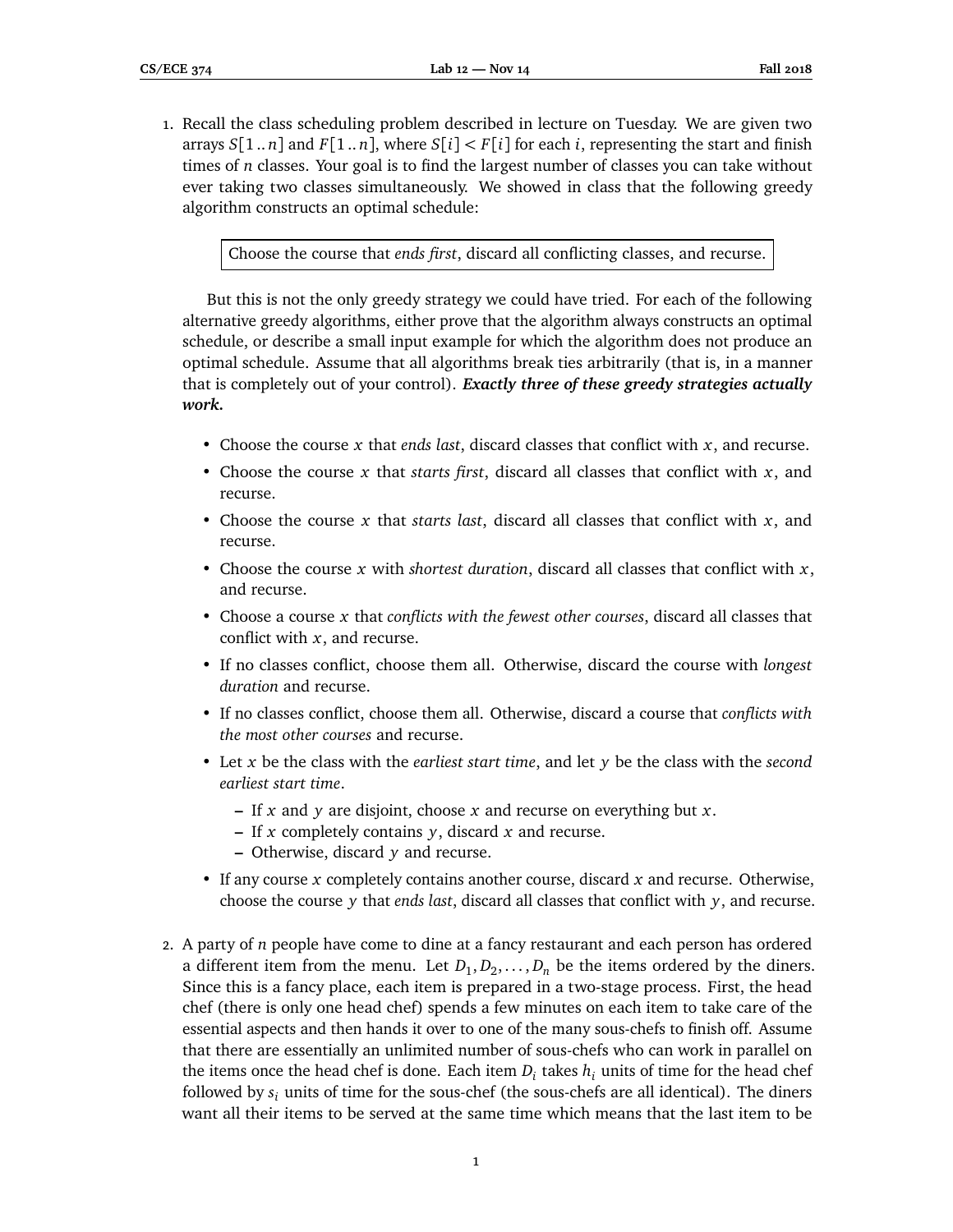1. Recall the class scheduling problem described in lecture on Tuesday. We are given two arrays $S[1..n]$ and $F[1..n]$, where $S[i] < F[i]$ for each $i$, representing the start and finish times of $n$ classes. Your goal is to find the largest number of classes you can take without ever taking two classes simultaneously. We showed in class that the following greedy algorithm constructs an optimal schedule:

   | Choose the course that *ends first*, discard all conflicting classes, and recurse. |
   |---|

   But this is not the only greedy strategy we could have tried. For each of the following alternative greedy algorithms, either prove that the algorithm always constructs an optimal schedule, or describe a small input example for which the algorithm does not produce an optimal schedule. Assume that all algorithms break ties arbitrarily (that is, in a manner that is completely out of your control). ***Exactly three of these greedy strategies actually work.***

   - Choose the course $x$ that *ends last*, discard classes that conflict with $x$, and recurse.
   - Choose the course $x$ that *starts first*, discard all classes that conflict with $x$, and recurse.
   - Choose the course $x$ that *starts last*, discard all classes that conflict with $x$, and recurse.
   - Choose the course $x$ with *shortest duration*, discard all classes that conflict with $x$, and recurse.
   - Choose a course $x$ that *conflicts with the fewest other courses*, discard all classes that conflict with $x$, and recurse.
   - If no classes conflict, choose them all. Otherwise, discard the course with *longest duration* and recurse.
   - If no classes conflict, choose them all. Otherwise, discard a course that *conflicts with the most other courses* and recurse.
   - Let $x$ be the class with the *earliest start time*, and let $y$ be the class with the *second earliest start time*.
     - If $x$ and $y$ are disjoint, choose $x$ and recurse on everything but $x$.
     - If $x$ completely contains $y$, discard $x$ and recurse.
     - Otherwise, discard $y$ and recurse.
   - If any course $x$ completely contains another course, discard $x$ and recurse. Otherwise, choose the course $y$ that *ends last*, discard all classes that conflict with $y$, and recurse.

2. A party of $n$ people have come to dine at a fancy restaurant and each person has ordered a different item from the menu. Let $D_1, D_2, \ldots, D_n$ be the items ordered by the diners. Since this is a fancy place, each item is prepared in a two-stage process. First, the head chef (there is only one head chef) spends a few minutes on each item to take care of the essential aspects and then hands it over to one of the many sous-chefs to finish off. Assume that there are essentially an unlimited number of sous-chefs who can work in parallel on the items once the head chef is done. Each item $D_i$ takes $h_i$ units of time for the head chef followed by $s_i$ units of time for the sous-chef (the sous-chefs are all identical). The diners want all their items to be served at the same time which means that the last item to be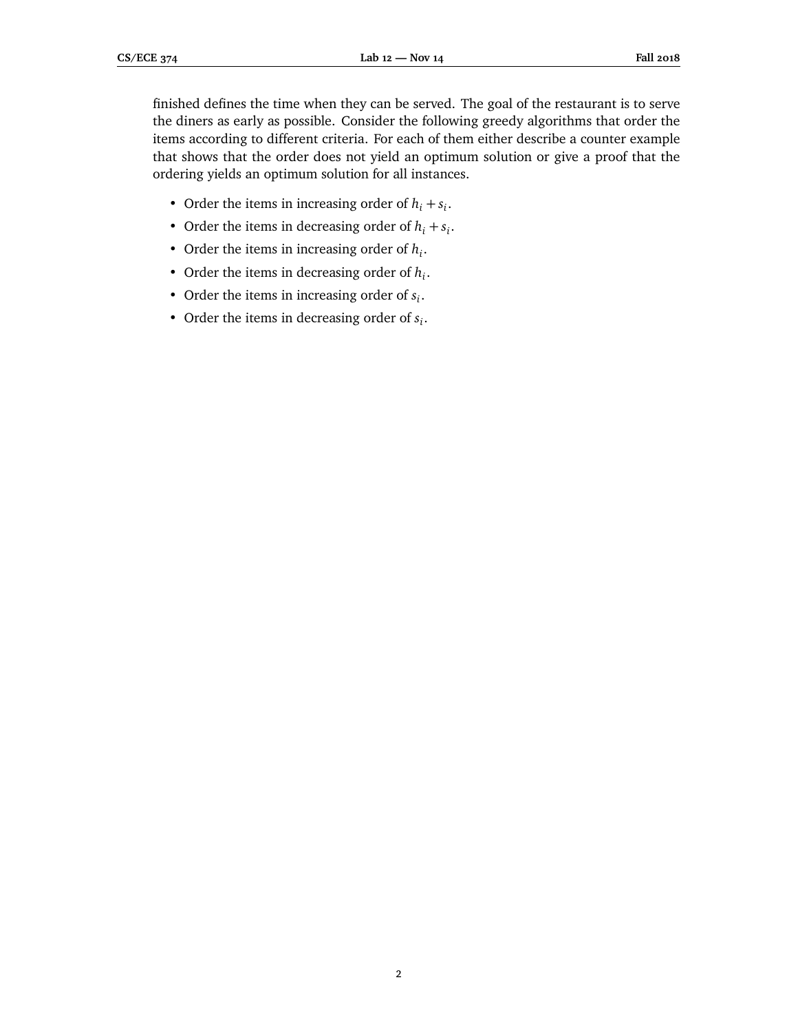finished defines the time when they can be served. The goal of the restaurant is to serve the diners as early as possible. Consider the following greedy algorithms that order the items according to different criteria. For each of them either describe a counter example that shows that the order does not yield an optimum solution or give a proof that the ordering yields an optimum solution for all instances.

- Order the items in increasing order of $h_i + s_i$.
- Order the items in decreasing order of $h_i + s_i$.
- Order the items in increasing order of $h_i$.
- Order the items in decreasing order of $h_i$.
- Order the items in increasing order of $s_i$.
- Order the items in decreasing order of $s_i$.